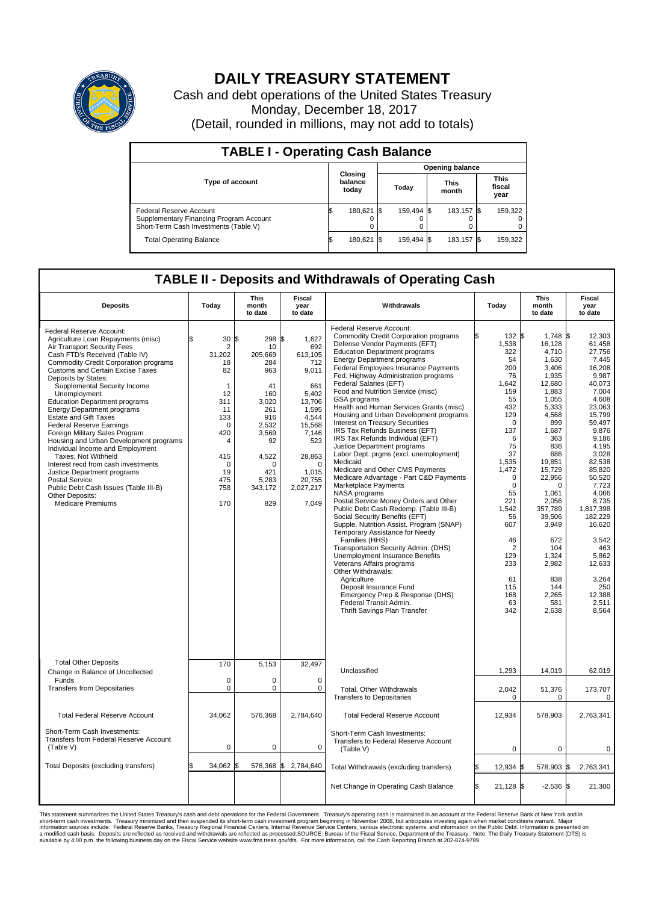# DAILY TREASURY STATEMENT

Cash and debt operations of the United States Treasury

Monday, December 18, 2017

(Detail, rounded in millions, may not add to totals)

## TABLE I - Operating Cash Balance

| Type of account | Closing balance today | Opening balance Today | Opening balance This month | Opening balance This fiscal year |
|---|---|---|---|---|
| Federal Reserve Account | $ 180,621 | $ 159,494 | $ 183,157 | $ 159,322 |
| Supplementary Financing Program Account | 0 | 0 | 0 | 0 |
| Short-Term Cash Investments (Table V) | 0 | 0 | 0 | 0 |
| Total Operating Balance | $ 180,621 | $ 159,494 | $ 183,157 | $ 159,322 |

## TABLE II - Deposits and Withdrawals of Operating Cash

| Deposits | Today | This month to date | Fiscal year to date | Withdrawals | Today | This month to date | Fiscal year to date |
|---|---|---|---|---|---|---|---|
| Federal Reserve Account: | | | | Federal Reserve Account: | | | |
| Agriculture Loan Repayments (misc) | $ 30 | $ 298 | $ 1,627 | Commodity Credit Corporation programs | $ 132 | $ 1,748 | $ 12,303 |
| Air Transport Security Fees | 2 | 10 | 692 | Defense Vendor Payments (EFT) | 1,538 | 16,128 | 61,458 |
| Cash FTD's Received (Table IV) | 31,202 | 205,669 | 613,105 | Education Department programs | 322 | 4,710 | 27,756 |
| Commodity Credit Corporation programs | 18 | 284 | 712 | Energy Department programs | 54 | 1,630 | 7,445 |
| Customs and Certain Excise Taxes | 82 | 963 | 9,011 | Federal Employees Insurance Payments | 200 | 3,406 | 16,208 |
| Deposits by States: | | | | Fed. Highway Administration programs | 76 | 1,935 | 9,987 |
| Supplemental Security Income | 1 | 41 | 661 | Federal Salaries (EFT) | 1,642 | 12,680 | 40,073 |
| Unemployment | 12 | 160 | 5,402 | Food and Nutrition Service (misc) | 159 | 1,883 | 7,004 |
| Education Department programs | 311 | 3,020 | 13,706 | GSA programs | 55 | 1,055 | 4,608 |
| Energy Department programs | 11 | 261 | 1,595 | Health and Human Services Grants (misc) | 432 | 5,333 | 23,063 |
| Estate and Gift Taxes | 133 | 916 | 4,544 | Housing and Urban Development programs | 129 | 4,568 | 15,799 |
| Federal Reserve Earnings | 0 | 2,532 | 15,568 | Interest on Treasury Securities | 0 | 899 | 59,497 |
| Foreign Military Sales Program | 420 | 3,569 | 7,146 | IRS Tax Refunds Business (EFT) | 137 | 1,687 | 9,876 |
| Housing and Urban Development programs | 4 | 92 | 523 | IRS Tax Refunds Individual (EFT) | 6 | 363 | 9,186 |
| Individual Income and Employment | | | | Justice Department programs | 75 | 836 | 4,195 |
| Taxes, Not Withheld | 415 | 4,522 | 28,863 | Labor Dept. prgms (excl. unemployment) | 37 | 686 | 3,028 |
| Interest recd from cash investments | 0 | 0 | 0 | Medicaid | 1,535 | 19,851 | 82,538 |
| Justice Department programs | 19 | 421 | 1,015 | Medicare and Other CMS Payments | 1,472 | 15,729 | 85,820 |
| Postal Service | 475 | 5,283 | 20,755 | Medicare Advantage - Part C&D Payments | 0 | 22,956 | 50,520 |
| Public Debt Cash Issues (Table III-B) | 758 | 343,172 | 2,027,217 | Marketplace Payments | 0 | 0 | 7,723 |
| Other Deposits: | | | | NASA programs | 55 | 1,061 | 4,066 |
| Medicare Premiums | 170 | 829 | 7,049 | Postal Service Money Orders and Other | 221 | 2,056 | 8,735 |
| | | | | Public Debt Cash Redemp. (Table III-B) | 1,542 | 357,789 | 1,817,398 |
| | | | | Social Security Benefits (EFT) | 56 | 39,506 | 182,229 |
| | | | | Supple. Nutrition Assist. Program (SNAP) | 607 | 3,949 | 16,620 |
| | | | | Temporary Assistance for Needy Families (HHS) | 46 | 672 | 3,542 |
| | | | | Transportation Security Admin. (DHS) | 2 | 104 | 463 |
| | | | | Unemployment Insurance Benefits | 129 | 1,324 | 5,862 |
| | | | | Veterans Affairs programs | 233 | 2,982 | 12,633 |
| | | | | Other Withdrawals: | | | |
| | | | | Agriculture | 61 | 838 | 3,264 |
| | | | | Deposit Insurance Fund | 115 | 144 | 250 |
| | | | | Emergency Prep & Response (DHS) | 168 | 2,265 | 12,388 |
| | | | | Federal Transit Admin. | 63 | 581 | 2,511 |
| | | | | Thrift Savings Plan Transfer | 342 | 2,638 | 8,564 |
| Total Other Deposits | 170 | 5,153 | 32,497 | Unclassified | 1,293 | 14,019 | 62,019 |
| Change in Balance of Uncollected Funds | 0 | 0 | 0 | | | | |
| Transfers from Depositaries | 0 | 0 | 0 | Total, Other Withdrawals | 2,042 | 51,376 | 173,707 |
| | | | | Transfers to Depositaries | 0 | 0 | 0 |
| Total Federal Reserve Account | 34,062 | 576,368 | 2,784,640 | Total Federal Reserve Account | 12,934 | 578,903 | 2,763,341 |
| Short-Term Cash Investments: Transfers from Federal Reserve Account (Table V) | 0 | 0 | 0 | Short-Term Cash Investments: Transfers to Federal Reserve Account (Table V) | 0 | 0 | 0 |
| Total Deposits (excluding transfers) | $ 34,062 | $ 576,368 | $ 2,784,640 | Total Withdrawals (excluding transfers) | $ 12,934 | $ 578,903 | $ 2,763,341 |
| | | | | Net Change in Operating Cash Balance | $ 21,128 | $ -2,536 | $ 21,300 |

This statement summarizes the United States Treasury's cash and debt operations for the Federal Government. Treasury's operating cash is maintained in an account at the Federal Reserve Bank of New York and in short-term cash investments. Treasury minimized and then suspended its short-term cash investment program beginning in November 2008, but anticipates investing again when market conditions warrant. Major information sources include: Federal Reserve Banks, Treasury Regional Financial Centers, Internal Revenue Service Centers, various electronic systems, and information on the Public Debt. Information is presented on a modified cash basis. Deposits are reflected as received and withdrawals are reflected as processed.SOURCE: Bureau of the Fiscal Service, Department of the Treasury. Note: The Daily Treasury Statement (DTS) is available by 4:00 p.m. the following business day on the Fiscal Service website www.fms.treas.gov/dts. For more information, call the Cash Reporting Branch at 202-874-9789.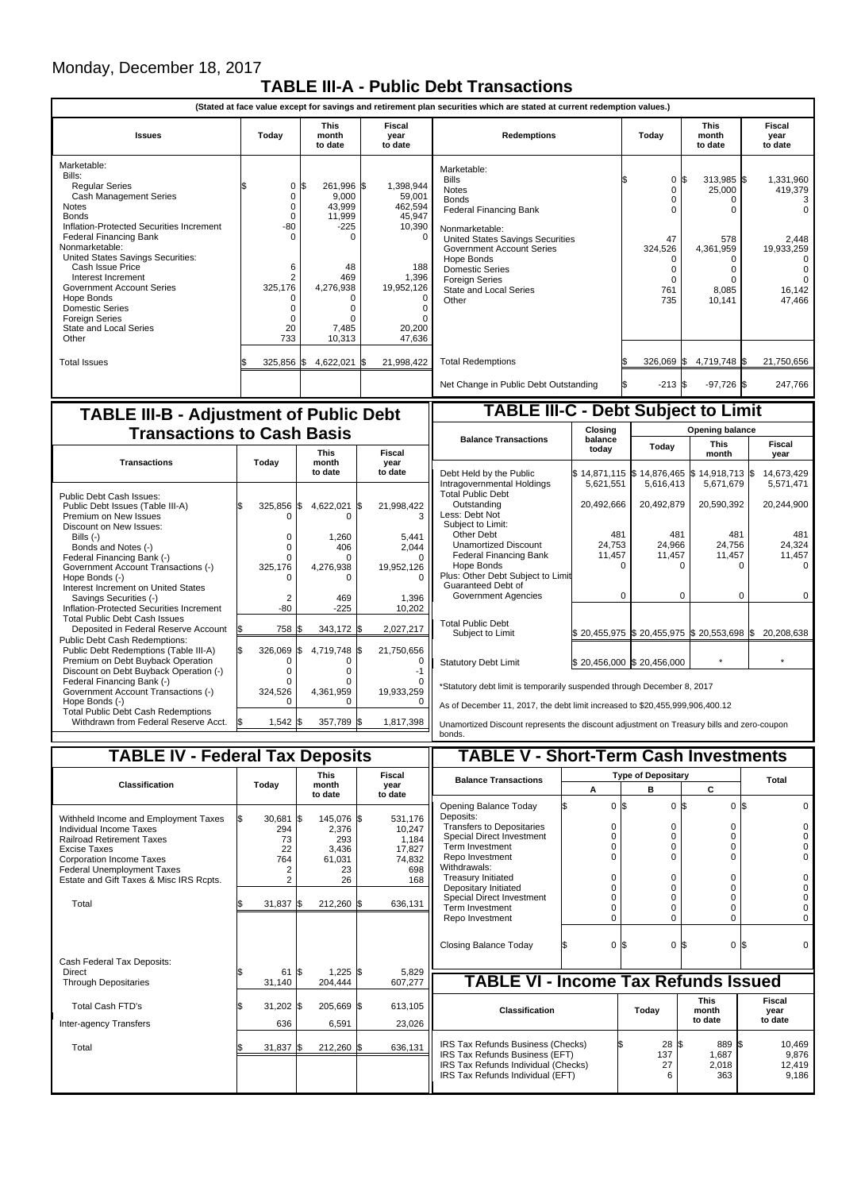Monday, December 18, 2017

# TABLE III-A - Public Debt Transactions

(Stated at face value except for savings and retirement plan securities which are stated at current redemption values.)

| Issues | Today | This month to date | Fiscal year to date |
|---|---|---|---|
| Marketable: | | | |
| Bills: | | | |
| Regular Series | $ 0 | $ 261,996 | $ 1,398,944 |
| Cash Management Series | 0 | 9,000 | 59,001 |
| Notes | 0 | 43,999 | 462,594 |
| Bonds | 0 | 11,999 | 45,947 |
| Inflation-Protected Securities Increment | -80 | -225 | 10,390 |
| Federal Financing Bank | 0 | 0 | 0 |
| Nonmarketable: | | | |
| United States Savings Securities: | | | |
| Cash Issue Price | 6 | 48 | 188 |
| Interest Increment | 2 | 469 | 1,396 |
| Government Account Series | 325,176 | 4,276,938 | 19,952,126 |
| Hope Bonds | 0 | 0 | 0 |
| Domestic Series | 0 | 0 | 0 |
| Foreign Series | 0 | 0 | 0 |
| State and Local Series | 20 | 7,485 | 20,200 |
| Other | 733 | 10,313 | 47,636 |
| Total Issues | $ 325,856 | $ 4,622,021 | $ 21,998,422 |

| Redemptions | Today | This month to date | Fiscal year to date |
|---|---|---|---|
| Marketable: | | | |
| Bills | $ 0 | $ 313,985 | $ 1,331,960 |
| Notes | 0 | 25,000 | 419,379 |
| Bonds | 0 | 0 | 3 |
| Federal Financing Bank | 0 | 0 | 0 |
| Nonmarketable: | | | |
| United States Savings Securities | 47 | 578 | 2,448 |
| Government Account Series | 324,526 | 4,361,959 | 19,933,259 |
| Hope Bonds | 0 | 0 | 0 |
| Domestic Series | 0 | 0 | 0 |
| Foreign Series | 0 | 0 | 0 |
| State and Local Series | 761 | 8,085 | 16,142 |
| Other | 735 | 10,141 | 47,466 |
| Total Redemptions | $ 326,069 | $ 4,719,748 | $ 21,750,656 |
| Net Change in Public Debt Outstanding | $ -213 | $ -97,726 | $ 247,766 |

# TABLE III-B - Adjustment of Public Debt Transactions to Cash Basis

| Transactions | Today | This month to date | Fiscal year to date |
|---|---|---|---|
| Public Debt Cash Issues: | | | |
| Public Debt Issues (Table III-A) | $ 325,856 | $ 4,622,021 | $ 21,998,422 |
| Premium on New Issues | 0 | 0 | 3 |
| Discount on New Issues: | | | |
| Bills (-) | 0 | 1,260 | 5,441 |
| Bonds and Notes (-) | 0 | 406 | 2,044 |
| Federal Financing Bank (-) | 0 | 0 | 0 |
| Government Account Transactions (-) | 325,176 | 4,276,938 | 19,952,126 |
| Hope Bonds (-) | 0 | 0 | 0 |
| Interest Increment on United States Savings Securities (-) | 2 | 469 | 1,396 |
| Inflation-Protected Securities Increment | -80 | -225 | 10,202 |
| Total Public Debt Cash Issues Deposited in Federal Reserve Account | $ 758 | $ 343,172 | $ 2,027,217 |
| Public Debt Cash Redemptions: | | | |
| Public Debt Redemptions (Table III-A) | $ 326,069 | $ 4,719,748 | $ 21,750,656 |
| Premium on Debt Buyback Operation | 0 | 0 | 0 |
| Discount on Debt Buyback Operation (-) | 0 | 0 | -1 |
| Federal Financing Bank (-) | 0 | 0 | 0 |
| Government Account Transactions (-) | 324,526 | 4,361,959 | 19,933,259 |
| Hope Bonds (-) | 0 | 0 | 0 |
| Total Public Debt Cash Redemptions Withdrawn from Federal Reserve Acct. | $ 1,542 | $ 357,789 | $ 1,817,398 |

# TABLE III-C - Debt Subject to Limit

| Balance Transactions | Closing balance today | Opening balance Today | Opening balance This month | Opening balance Fiscal year |
|---|---|---|---|---|
| Debt Held by the Public | $ 14,871,115 | $ 14,876,465 | $ 14,918,713 | $ 14,673,429 |
| Intragovernmental Holdings | 5,621,551 | 5,616,413 | 5,671,679 | 5,571,471 |
| Total Public Debt Outstanding | 20,492,666 | 20,492,879 | 20,590,392 | 20,244,900 |
| Less: Debt Not Subject to Limit: | | | | |
| Other Debt | 481 | 481 | 481 | 481 |
| Unamortized Discount | 24,753 | 24,966 | 24,756 | 24,324 |
| Federal Financing Bank | 11,457 | 11,457 | 11,457 | 11,457 |
| Hope Bonds | 0 | 0 | 0 | 0 |
| Plus: Other Debt Subject to Limit Guaranteed Debt of Government Agencies | 0 | 0 | 0 | 0 |
| Total Public Debt Subject to Limit | $ 20,455,975 | $ 20,455,975 | $ 20,553,698 | $ 20,208,638 |
| Statutory Debt Limit | $ 20,456,000 | $ 20,456,000 | * | * |

*Statutory debt limit is temporarily suspended through December 8, 2017

As of December 11, 2017, the debt limit increased to $20,455,999,906,400.12

Unamortized Discount represents the discount adjustment on Treasury bills and zero-coupon bonds.

# TABLE IV - Federal Tax Deposits

| Classification | Today | This month to date | Fiscal year to date |
|---|---|---|---|
| Withheld Income and Employment Taxes | $ 30,681 | $ 145,076 | $ 531,176 |
| Individual Income Taxes | 294 | 2,376 | 10,247 |
| Railroad Retirement Taxes | 73 | 293 | 1,184 |
| Excise Taxes | 22 | 3,436 | 17,827 |
| Corporation Income Taxes | 764 | 61,031 | 74,832 |
| Federal Unemployment Taxes | 2 | 23 | 698 |
| Estate and Gift Taxes & Misc IRS Rcpts. | 2 | 26 | 168 |
| Total | $ 31,837 | $ 212,260 | $ 636,131 |
| Cash Federal Tax Deposits: | | | |
| Direct | $ 61 | $ 1,225 | $ 5,829 |
| Through Depositaries | 31,140 | 204,444 | 607,277 |
| Total Cash FTD's | $ 31,202 | $ 205,669 | $ 613,105 |
| Inter-agency Transfers | 636 | 6,591 | 23,026 |
| Total | $ 31,837 | $ 212,260 | $ 636,131 |

# TABLE V - Short-Term Cash Investments

| Balance Transactions | Type of Depositary A | Type of Depositary B | Type of Depositary C | Total |
|---|---|---|---|---|
| Opening Balance Today | $ 0 | $ 0 | $ 0 | $ 0 |
| Deposits: | | | | |
| Transfers to Depositaries | 0 | 0 | 0 | 0 |
| Special Direct Investment | 0 | 0 | 0 | 0 |
| Term Investment | 0 | 0 | 0 | 0 |
| Repo Investment | 0 | 0 | 0 | 0 |
| Withdrawals: | | | | |
| Treasury Initiated | 0 | 0 | 0 | 0 |
| Depositary Initiated | 0 | 0 | 0 | 0 |
| Special Direct Investment | 0 | 0 | 0 | 0 |
| Term Investment | 0 | 0 | 0 | 0 |
| Repo Investment | 0 | 0 | 0 | 0 |
| Closing Balance Today | $ 0 | $ 0 | $ 0 | $ 0 |

# TABLE VI - Income Tax Refunds Issued

| Classification | Today | This month to date | Fiscal year to date |
|---|---|---|---|
| IRS Tax Refunds Business (Checks) | $ 28 | $ 889 | $ 10,469 |
| IRS Tax Refunds Business (EFT) | 137 | 1,687 | 9,876 |
| IRS Tax Refunds Individual (Checks) | 27 | 2,018 | 12,419 |
| IRS Tax Refunds Individual (EFT) | 6 | 363 | 9,186 |